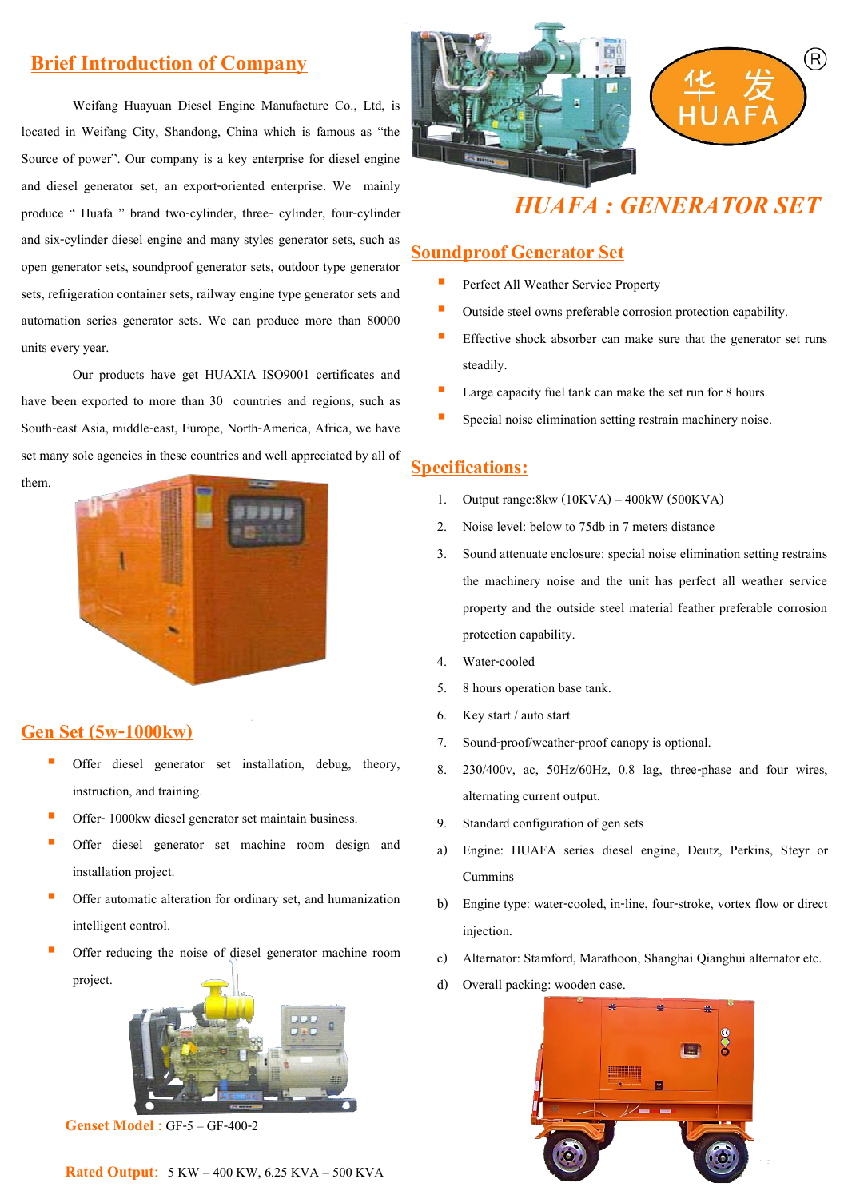## Brief Introduction of Company

Weifang Huayuan Diesel Engine Manufacture Co., Ltd, is located in Weifang City, Shandong, China which is famous as "the Source of power". Our company is a key enterprise for diesel engine and diesel generator set, an export-oriented enterprise. We mainly produce " Huafa " brand two-cylinder, three- cylinder, four-cylinder and six-cylinder diesel engine and many styles generator sets, such as open generator sets, soundproof generator sets, outdoor type generator sets, refrigeration container sets, railway engine type generator sets and automation series generator sets. We can produce more than 80000 units every year.

Our products have get HUAXIA ISO9001 certificates and have been exported to more than 30 countries and regions, such as South-east Asia, middle-east, Europe, North-America, Africa, we have set many sole agencies in these countries and well appreciated by all of them.

## Gen Set (5w-1000kw)

- Offer diesel generator set installation, debug, theory, instruction, and training.
- Offer- 1000kw diesel generator set maintain business.
- Offer diesel generator set machine room design and installation project.
- Offer automatic alteration for ordinary set, and humanization intelligent control.
- Offer reducing the noise of diesel generator machine room project.

**Genset Model :** GF-5 – GF-400-2

**Rated Output**: 5 KW – 400 KW, 6.25 KVA – 500 KVA

华 发 HUAFA ®

# *HUAFA : GENERATOR SET*

## Soundproof Generator Set

- Perfect All Weather Service Property
- Outside steel owns preferable corrosion protection capability.
- Effective shock absorber can make sure that the generator set runs steadily.
- Large capacity fuel tank can make the set run for 8 hours.
- Special noise elimination setting restrain machinery noise.

## Specifications:

1. Output range:8kw (10KVA) – 400kW (500KVA)
2. Noise level: below to 75db in 7 meters distance
3. Sound attenuate enclosure: special noise elimination setting restrains the machinery noise and the unit has perfect all weather service property and the outside steel material feather preferable corrosion protection capability.
4. Water-cooled
5. 8 hours operation base tank.
6. Key start / auto start
7. Sound-proof/weather-proof canopy is optional.
8. 230/400v, ac, 50Hz/60Hz, 0.8 lag, three-phase and four wires, alternating current output.
9. Standard configuration of gen sets

a) Engine: HUAFA series diesel engine, Deutz, Perkins, Steyr or Cummins

b) Engine type: water-cooled, in-line, four-stroke, vortex flow or direct injection.

c) Alternator: Stamford, Marathoon, Shanghai Qianghui alternator etc.

d) Overall packing: wooden case.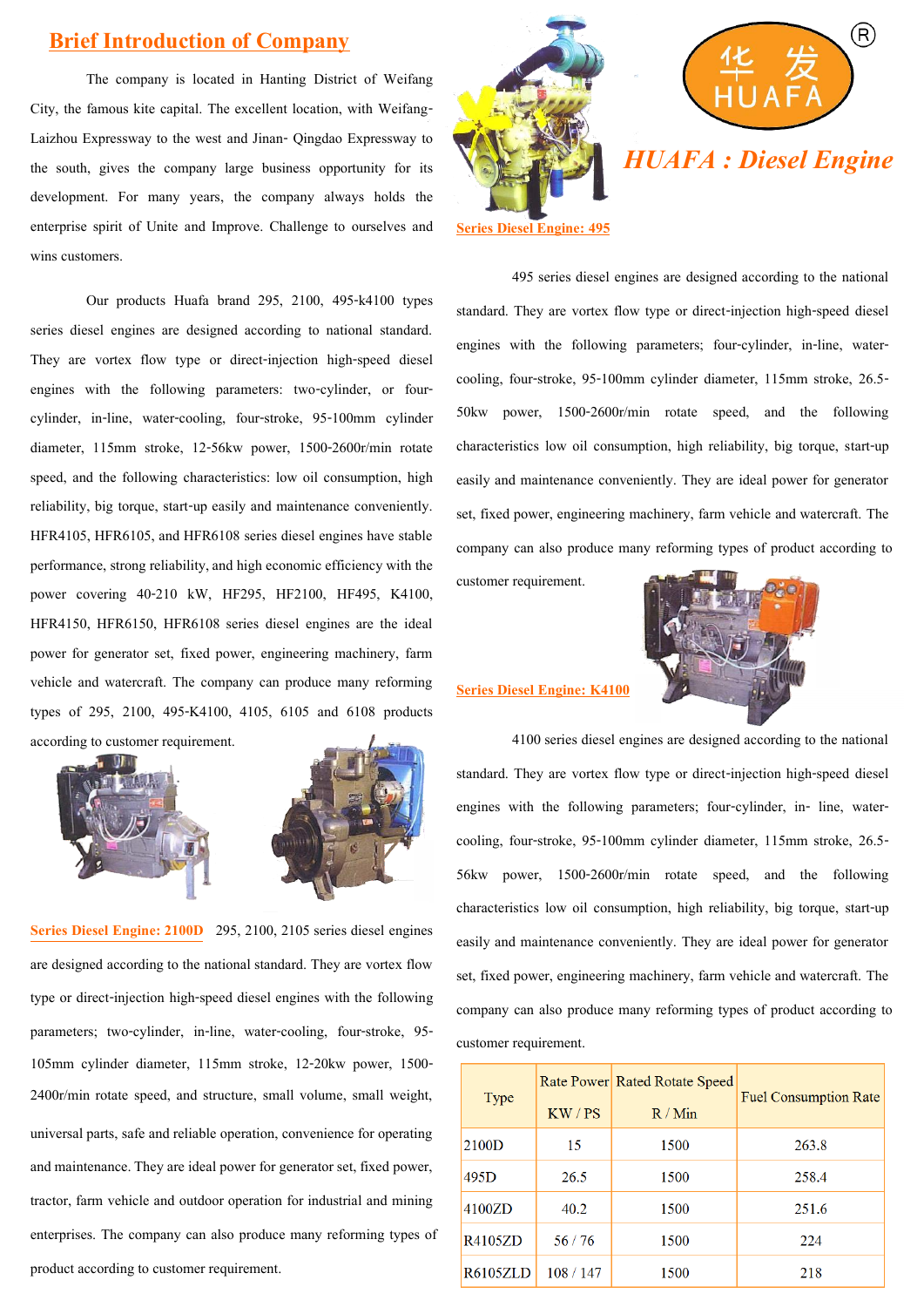## Brief Introduction of Company

The company is located in Hanting District of Weifang City, the famous kite capital. The excellent location, with Weifang-Laizhou Expressway to the west and Jinan- Qingdao Expressway to the south, gives the company large business opportunity for its development. For many years, the company always holds the enterprise spirit of Unite and Improve. Challenge to ourselves and wins customers.

Our products Huafa brand 295, 2100, 495-k4100 types series diesel engines are designed according to national standard. They are vortex flow type or direct-injection high-speed diesel engines with the following parameters: two-cylinder, or four-cylinder, in-line, water-cooling, four-stroke, 95-100mm cylinder diameter, 115mm stroke, 12-56kw power, 1500-2600r/min rotate speed, and the following characteristics: low oil consumption, high reliability, big torque, start-up easily and maintenance conveniently. HFR4105, HFR6105, and HFR6108 series diesel engines have stable performance, strong reliability, and high economic efficiency with the power covering 40-210 kW, HF295, HF2100, HF495, K4100, HFR4150, HFR6150, HFR6108 series diesel engines are the ideal power for generator set, fixed power, engineering machinery, farm vehicle and watercraft. The company can produce many reforming types of 295, 2100, 495-K4100, 4105, 6105 and 6108 products according to customer requirement.

**Series Diesel Engine: 2100D** 295, 2100, 2105 series diesel engines are designed according to the national standard. They are vortex flow type or direct-injection high-speed diesel engines with the following parameters; two-cylinder, in-line, water-cooling, four-stroke, 95-105mm cylinder diameter, 115mm stroke, 12-20kw power, 1500-2400r/min rotate speed, and structure, small volume, small weight, universal parts, safe and reliable operation, convenience for operating and maintenance. They are ideal power for generator set, fixed power, tractor, farm vehicle and outdoor operation for industrial and mining enterprises. The company can also produce many reforming types of product according to customer requirement.

华 发 HUAFA ®

## *HUAFA : Diesel Engine*

**Series Diesel Engine: 495**

495 series diesel engines are designed according to the national standard. They are vortex flow type or direct-injection high-speed diesel engines with the following parameters; four-cylinder, in-line, water-cooling, four-stroke, 95-100mm cylinder diameter, 115mm stroke, 26.5-50kw power, 1500-2600r/min rotate speed, and the following characteristics low oil consumption, high reliability, big torque, start-up easily and maintenance conveniently. They are ideal power for generator set, fixed power, engineering machinery, farm vehicle and watercraft. The company can also produce many reforming types of product according to customer requirement.

**Series Diesel Engine: K4100**

4100 series diesel engines are designed according to the national standard. They are vortex flow type or direct-injection high-speed diesel engines with the following parameters; four-cylinder, in- line, water-cooling, four-stroke, 95-100mm cylinder diameter, 115mm stroke, 26.5-56kw power, 1500-2600r/min rotate speed, and the following characteristics low oil consumption, high reliability, big torque, start-up easily and maintenance conveniently. They are ideal power for generator set, fixed power, engineering machinery, farm vehicle and watercraft. The company can also produce many reforming types of product according to customer requirement.

| Type | Rate Power KW / PS | Rated Rotate Speed R / Min | Fuel Consumption Rate |
|---|---|---|---|
| 2100D | 15 | 1500 | 263.8 |
| 495D | 26.5 | 1500 | 258.4 |
| 4100ZD | 40.2 | 1500 | 251.6 |
| R4105ZD | 56 / 76 | 1500 | 224 |
| R6105ZLD | 108 / 147 | 1500 | 218 |